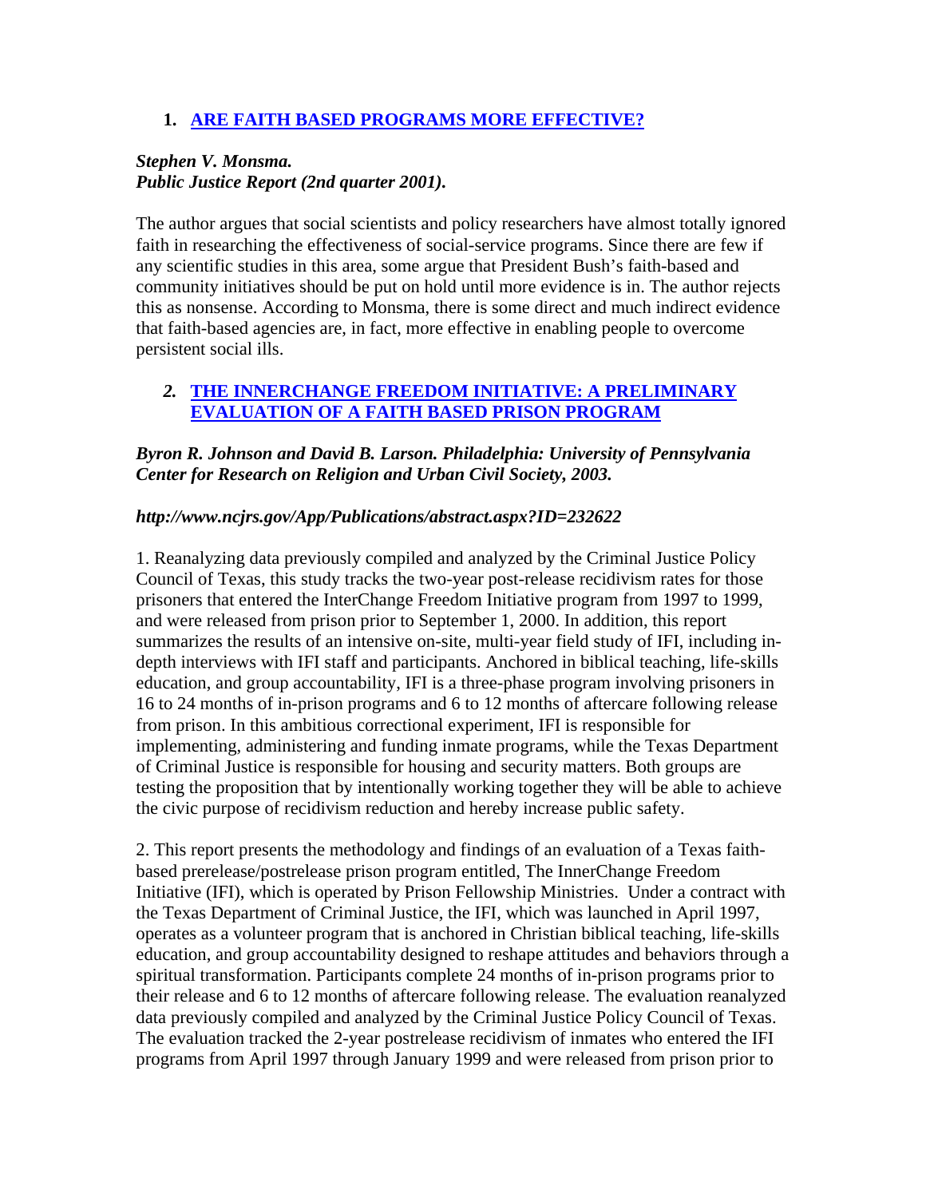1. **[ARE FAITH BASED PROGRAMS MORE EFFECTIVE?]()**

***Stephen V. Monsma.***
***Public Justice Report (2nd quarter 2001).***

The author argues that social scientists and policy researchers have almost totally ignored faith in researching the effectiveness of social-service programs. Since there are few if any scientific studies in this area, some argue that President Bush's faith-based and community initiatives should be put on hold until more evidence is in. The author rejects this as nonsense. According to Monsma, there is some direct and much indirect evidence that faith-based agencies are, in fact, more effective in enabling people to overcome persistent social ills.

2. **[THE INNERCHANGE FREEDOM INITIATIVE: A PRELIMINARY EVALUATION OF A FAITH BASED PRISON PROGRAM]()**

***Byron R. Johnson and David B. Larson. Philadelphia: University of Pennsylvania Center for Research on Religion and Urban Civil Society, 2003.***

***http://www.ncjrs.gov/App/Publications/abstract.aspx?ID=232622***

1. Reanalyzing data previously compiled and analyzed by the Criminal Justice Policy Council of Texas, this study tracks the two-year post-release recidivism rates for those prisoners that entered the InterChange Freedom Initiative program from 1997 to 1999, and were released from prison prior to September 1, 2000. In addition, this report summarizes the results of an intensive on-site, multi-year field study of IFI, including in-depth interviews with IFI staff and participants. Anchored in biblical teaching, life-skills education, and group accountability, IFI is a three-phase program involving prisoners in 16 to 24 months of in-prison programs and 6 to 12 months of aftercare following release from prison. In this ambitious correctional experiment, IFI is responsible for implementing, administering and funding inmate programs, while the Texas Department of Criminal Justice is responsible for housing and security matters. Both groups are testing the proposition that by intentionally working together they will be able to achieve the civic purpose of recidivism reduction and hereby increase public safety.

2. This report presents the methodology and findings of an evaluation of a Texas faith-based prerelease/postrelease prison program entitled, The InnerChange Freedom Initiative (IFI), which is operated by Prison Fellowship Ministries. Under a contract with the Texas Department of Criminal Justice, the IFI, which was launched in April 1997, operates as a volunteer program that is anchored in Christian biblical teaching, life-skills education, and group accountability designed to reshape attitudes and behaviors through a spiritual transformation. Participants complete 24 months of in-prison programs prior to their release and 6 to 12 months of aftercare following release. The evaluation reanalyzed data previously compiled and analyzed by the Criminal Justice Policy Council of Texas. The evaluation tracked the 2-year postrelease recidivism of inmates who entered the IFI programs from April 1997 through January 1999 and were released from prison prior to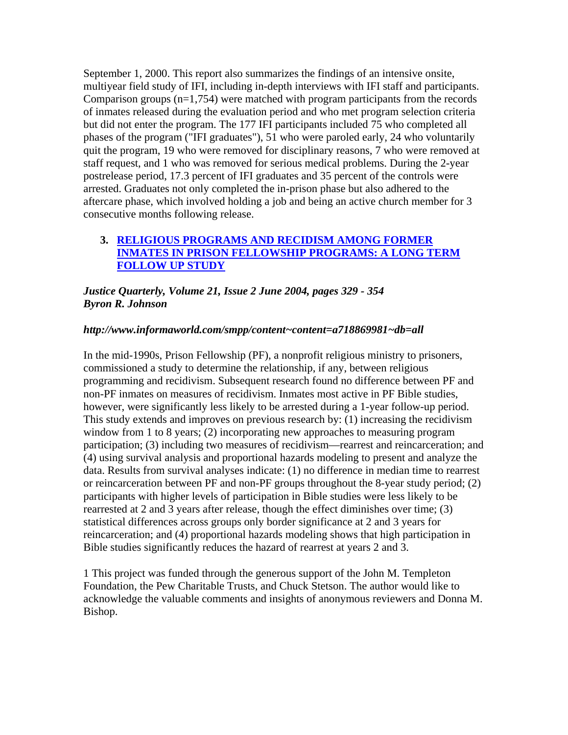September 1, 2000. This report also summarizes the findings of an intensive onsite, multiyear field study of IFI, including in-depth interviews with IFI staff and participants. Comparison groups (n=1,754) were matched with program participants from the records of inmates released during the evaluation period and who met program selection criteria but did not enter the program. The 177 IFI participants included 75 who completed all phases of the program ("IFI graduates"), 51 who were paroled early, 24 who voluntarily quit the program, 19 who were removed for disciplinary reasons, 7 who were removed at staff request, and 1 who was removed for serious medical problems. During the 2-year postrelease period, 17.3 percent of IFI graduates and 35 percent of the controls were arrested. Graduates not only completed the in-prison phase but also adhered to the aftercare phase, which involved holding a job and being an active church member for 3 consecutive months following release.

### 3. RELIGIOUS PROGRAMS AND RECIDISM AMONG FORMER INMATES IN PRISON FELLOWSHIP PROGRAMS: A LONG TERM FOLLOW UP STUDY

***Justice Quarterly, Volume 21, Issue 2 June 2004, pages 329 - 354***
***Byron R. Johnson***

***http://www.informaworld.com/smpp/content~content=a718869981~db=all***

In the mid-1990s, Prison Fellowship (PF), a nonprofit religious ministry to prisoners, commissioned a study to determine the relationship, if any, between religious programming and recidivism. Subsequent research found no difference between PF and non-PF inmates on measures of recidivism. Inmates most active in PF Bible studies, however, were significantly less likely to be arrested during a 1-year follow-up period. This study extends and improves on previous research by: (1) increasing the recidivism window from 1 to 8 years; (2) incorporating new approaches to measuring program participation; (3) including two measures of recidivism—rearrest and reincarceration; and (4) using survival analysis and proportional hazards modeling to present and analyze the data. Results from survival analyses indicate: (1) no difference in median time to rearrest or reincarceration between PF and non-PF groups throughout the 8-year study period; (2) participants with higher levels of participation in Bible studies were less likely to be rearrested at 2 and 3 years after release, though the effect diminishes over time; (3) statistical differences across groups only border significance at 2 and 3 years for reincarceration; and (4) proportional hazards modeling shows that high participation in Bible studies significantly reduces the hazard of rearrest at years 2 and 3.

1 This project was funded through the generous support of the John M. Templeton Foundation, the Pew Charitable Trusts, and Chuck Stetson. The author would like to acknowledge the valuable comments and insights of anonymous reviewers and Donna M. Bishop.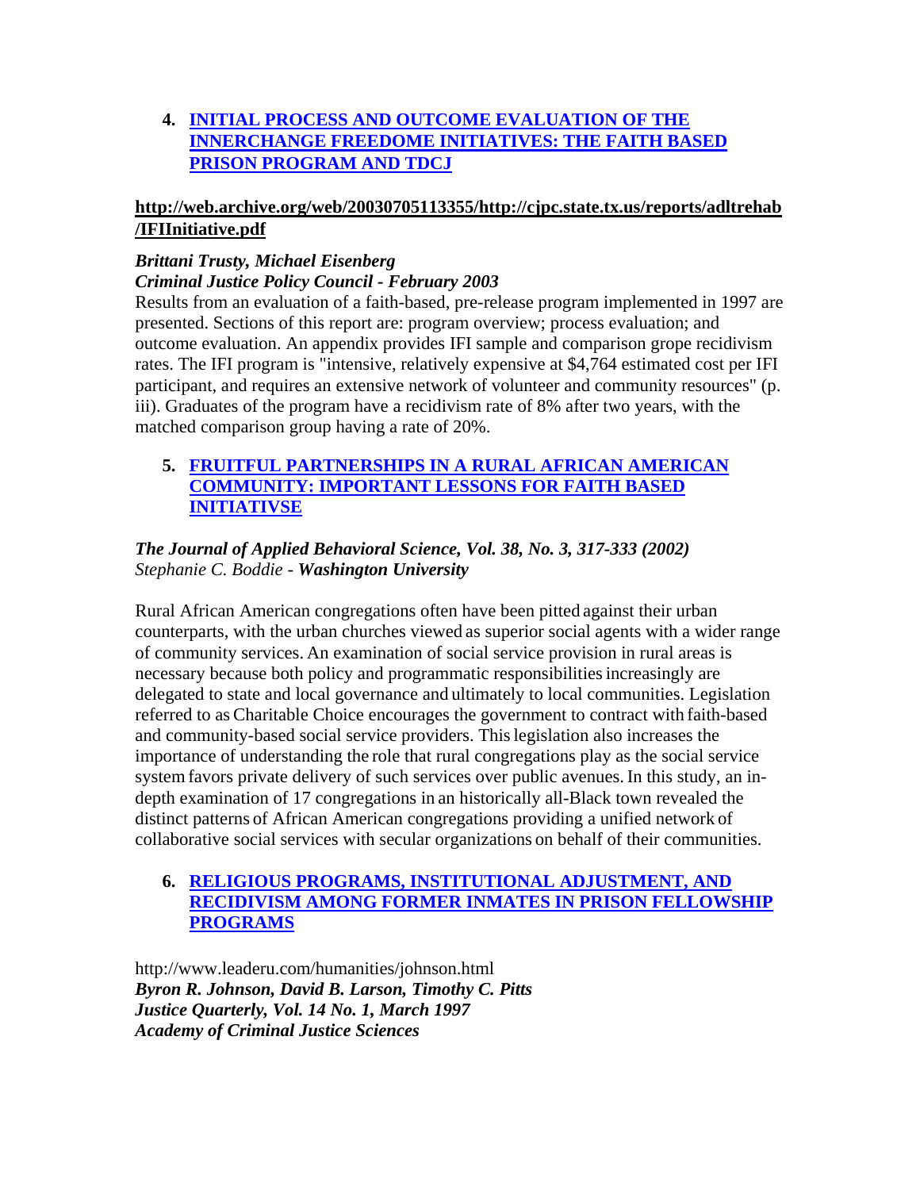4. **INITIAL PROCESS AND OUTCOME EVALUATION OF THE INNERCHANGE FREEDOME INITIATIVES: THE FAITH BASED PRISON PROGRAM AND TDCJ**

**http://web.archive.org/web/20030705113355/http://cjpc.state.tx.us/reports/adltrehab/IFIInitiative.pdf**

***Brittani Trusty, Michael Eisenberg***
***Criminal Justice Policy Council - February 2003***
Results from an evaluation of a faith-based, pre-release program implemented in 1997 are presented. Sections of this report are: program overview; process evaluation; and outcome evaluation. An appendix provides IFI sample and comparison grope recidivism rates. The IFI program is "intensive, relatively expensive at $4,764 estimated cost per IFI participant, and requires an extensive network of volunteer and community resources" (p. iii). Graduates of the program have a recidivism rate of 8% after two years, with the matched comparison group having a rate of 20%.

5. **FRUITFUL PARTNERSHIPS IN A RURAL AFRICAN AMERICAN COMMUNITY: IMPORTANT LESSONS FOR FAITH BASED INITIATIVSE**

***The Journal of Applied Behavioral Science, Vol. 38, No. 3, 317-333 (2002)***
*Stephanie C. Boddie -* ***Washington University***

Rural African American congregations often have been pitted against their urban counterparts, with the urban churches viewed as superior social agents with a wider range of community services. An examination of social service provision in rural areas is necessary because both policy and programmatic responsibilities increasingly are delegated to state and local governance and ultimately to local communities. Legislation referred to as Charitable Choice encourages the government to contract with faith-based and community-based social service providers. This legislation also increases the importance of understanding the role that rural congregations play as the social service system favors private delivery of such services over public avenues. In this study, an in-depth examination of 17 congregations in an historically all-Black town revealed the distinct patterns of African American congregations providing a unified network of collaborative social services with secular organizations on behalf of their communities.

6. **RELIGIOUS PROGRAMS, INSTITUTIONAL ADJUSTMENT, AND RECIDIVISM AMONG FORMER INMATES IN PRISON FELLOWSHIP PROGRAMS**

http://www.leaderu.com/humanities/johnson.html
***Byron R. Johnson, David B. Larson, Timothy C. Pitts***
***Justice Quarterly, Vol. 14 No. 1, March 1997***
***Academy of Criminal Justice Sciences***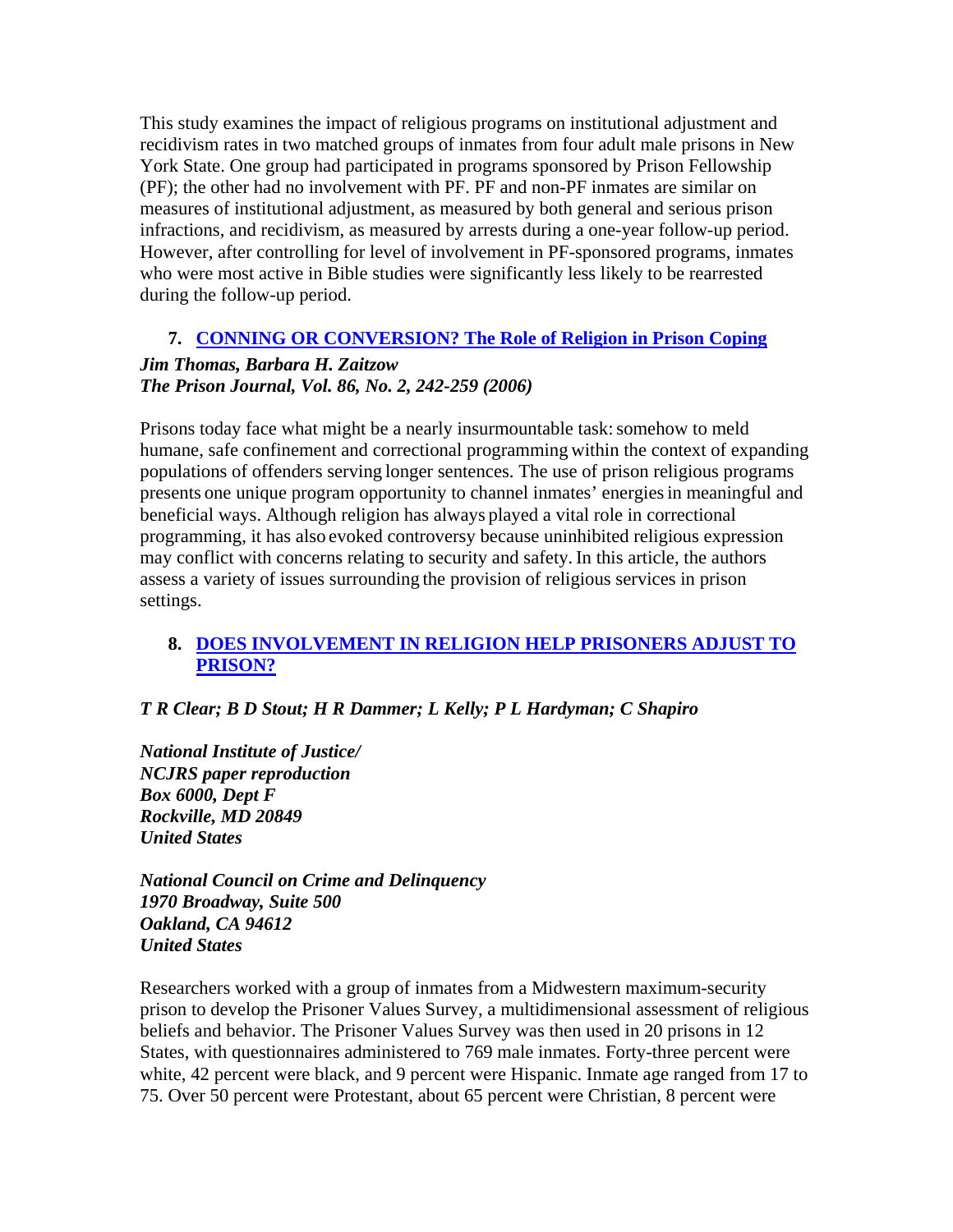This study examines the impact of religious programs on institutional adjustment and recidivism rates in two matched groups of inmates from four adult male prisons in New York State. One group had participated in programs sponsored by Prison Fellowship (PF); the other had no involvement with PF. PF and non-PF inmates are similar on measures of institutional adjustment, as measured by both general and serious prison infractions, and recidivism, as measured by arrests during a one-year follow-up period. However, after controlling for level of involvement in PF-sponsored programs, inmates who were most active in Bible studies were significantly less likely to be rearrested during the follow-up period.

7. **CONNING OR CONVERSION? The Role of Religion in Prison Coping**

***Jim Thomas, Barbara H. Zaitzow***
***The Prison Journal, Vol. 86, No. 2, 242-259 (2006)***

Prisons today face what might be a nearly insurmountable task: somehow to meld humane, safe confinement and correctional programming within the context of expanding populations of offenders serving longer sentences. The use of prison religious programs presents one unique program opportunity to channel inmates' energies in meaningful and beneficial ways. Although religion has always played a vital role in correctional programming, it has also evoked controversy because uninhibited religious expression may conflict with concerns relating to security and safety. In this article, the authors assess a variety of issues surrounding the provision of religious services in prison settings.

8. **DOES INVOLVEMENT IN RELIGION HELP PRISONERS ADJUST TO PRISON?**

***T R Clear; B D Stout; H R Dammer; L Kelly; P L Hardyman; C Shapiro***

***National Institute of Justice/***
***NCJRS paper reproduction***
***Box 6000, Dept F***
***Rockville, MD 20849***
***United States***

***National Council on Crime and Delinquency***
***1970 Broadway, Suite 500***
***Oakland, CA 94612***
***United States***

Researchers worked with a group of inmates from a Midwestern maximum-security prison to develop the Prisoner Values Survey, a multidimensional assessment of religious beliefs and behavior. The Prisoner Values Survey was then used in 20 prisons in 12 States, with questionnaires administered to 769 male inmates. Forty-three percent were white, 42 percent were black, and 9 percent were Hispanic. Inmate age ranged from 17 to 75. Over 50 percent were Protestant, about 65 percent were Christian, 8 percent were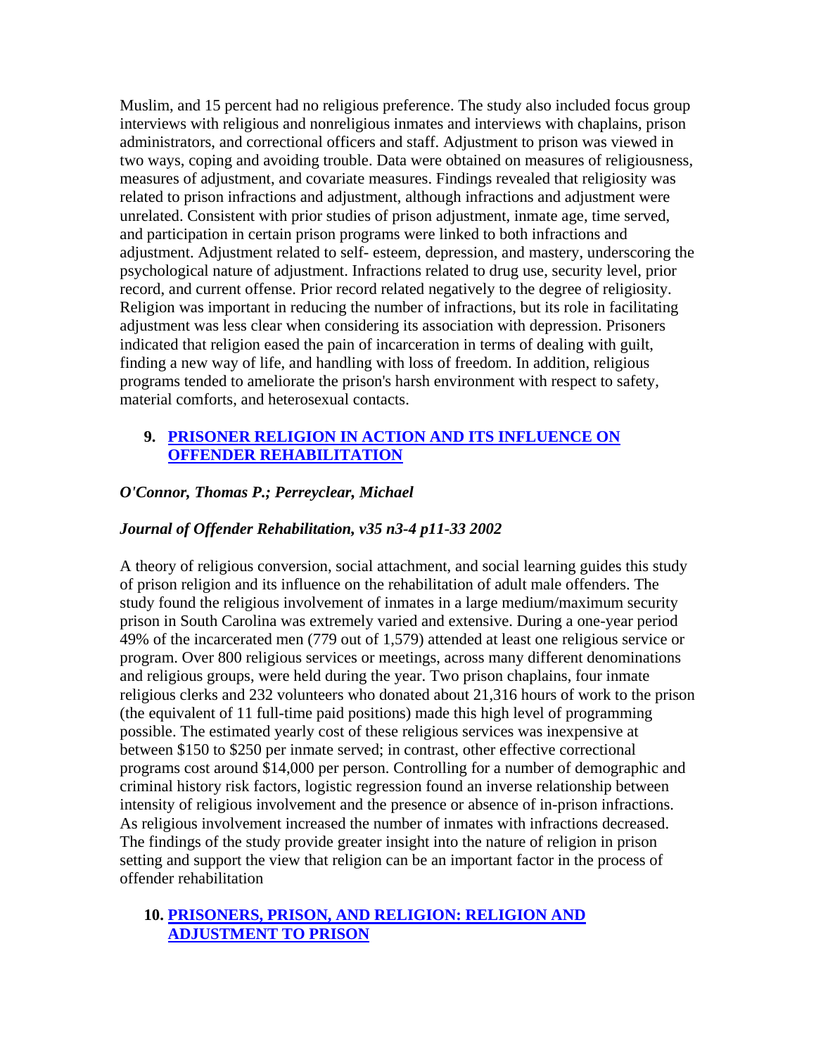Muslim, and 15 percent had no religious preference. The study also included focus group interviews with religious and nonreligious inmates and interviews with chaplains, prison administrators, and correctional officers and staff. Adjustment to prison was viewed in two ways, coping and avoiding trouble. Data were obtained on measures of religiousness, measures of adjustment, and covariate measures. Findings revealed that religiosity was related to prison infractions and adjustment, although infractions and adjustment were unrelated. Consistent with prior studies of prison adjustment, inmate age, time served, and participation in certain prison programs were linked to both infractions and adjustment. Adjustment related to self- esteem, depression, and mastery, underscoring the psychological nature of adjustment. Infractions related to drug use, security level, prior record, and current offense. Prior record related negatively to the degree of religiosity. Religion was important in reducing the number of infractions, but its role in facilitating adjustment was less clear when considering its association with depression. Prisoners indicated that religion eased the pain of incarceration in terms of dealing with guilt, finding a new way of life, and handling with loss of freedom. In addition, religious programs tended to ameliorate the prison's harsh environment with respect to safety, material comforts, and heterosexual contacts.

9. **PRISONER RELIGION IN ACTION AND ITS INFLUENCE ON OFFENDER REHABILITATION**

***O'Connor, Thomas P.; Perreyclear, Michael***

***Journal of Offender Rehabilitation, v35 n3-4 p11-33 2002***

A theory of religious conversion, social attachment, and social learning guides this study of prison religion and its influence on the rehabilitation of adult male offenders. The study found the religious involvement of inmates in a large medium/maximum security prison in South Carolina was extremely varied and extensive. During a one-year period 49% of the incarcerated men (779 out of 1,579) attended at least one religious service or program. Over 800 religious services or meetings, across many different denominations and religious groups, were held during the year. Two prison chaplains, four inmate religious clerks and 232 volunteers who donated about 21,316 hours of work to the prison (the equivalent of 11 full-time paid positions) made this high level of programming possible. The estimated yearly cost of these religious services was inexpensive at between $150 to $250 per inmate served; in contrast, other effective correctional programs cost around $14,000 per person. Controlling for a number of demographic and criminal history risk factors, logistic regression found an inverse relationship between intensity of religious involvement and the presence or absence of in-prison infractions. As religious involvement increased the number of inmates with infractions decreased. The findings of the study provide greater insight into the nature of religion in prison setting and support the view that religion can be an important factor in the process of offender rehabilitation

10. **PRISONERS, PRISON, AND RELIGION: RELIGION AND ADJUSTMENT TO PRISON**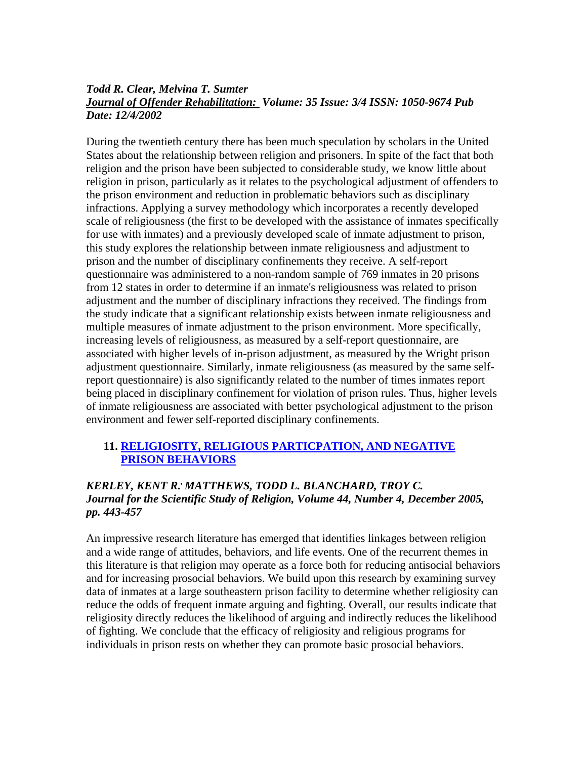***Todd R. Clear, Melvina T. Sumter***
***Journal of Offender Rehabilitation: Volume: 35 Issue: 3/4 ISSN: 1050-9674 Pub Date: 12/4/2002***

During the twentieth century there has been much speculation by scholars in the United States about the relationship between religion and prisoners. In spite of the fact that both religion and the prison have been subjected to considerable study, we know little about religion in prison, particularly as it relates to the psychological adjustment of offenders to the prison environment and reduction in problematic behaviors such as disciplinary infractions. Applying a survey methodology which incorporates a recently developed scale of religiousness (the first to be developed with the assistance of inmates specifically for use with inmates) and a previously developed scale of inmate adjustment to prison, this study explores the relationship between inmate religiousness and adjustment to prison and the number of disciplinary confinements they receive. A self-report questionnaire was administered to a non-random sample of 769 inmates in 20 prisons from 12 states in order to determine if an inmate's religiousness was related to prison adjustment and the number of disciplinary infractions they received. The findings from the study indicate that a significant relationship exists between inmate religiousness and multiple measures of inmate adjustment to the prison environment. More specifically, increasing levels of religiousness, as measured by a self-report questionnaire, are associated with higher levels of in-prison adjustment, as measured by the Wright prison adjustment questionnaire. Similarly, inmate religiousness (as measured by the same self-report questionnaire) is also significantly related to the number of times inmates report being placed in disciplinary confinement for violation of prison rules. Thus, higher levels of inmate religiousness are associated with better psychological adjustment to the prison environment and fewer self-reported disciplinary confinements.

11. **RELIGIOSITY, RELIGIOUS PARTICPATION, AND NEGATIVE PRISON BEHAVIORS**

***KERLEY, KENT R.; MATTHEWS, TODD L. BLANCHARD, TROY C.***
***Journal for the Scientific Study of Religion, Volume 44, Number 4, December 2005, pp. 443-457***

An impressive research literature has emerged that identifies linkages between religion and a wide range of attitudes, behaviors, and life events. One of the recurrent themes in this literature is that religion may operate as a force both for reducing antisocial behaviors and for increasing prosocial behaviors. We build upon this research by examining survey data of inmates at a large southeastern prison facility to determine whether religiosity can reduce the odds of frequent inmate arguing and fighting. Overall, our results indicate that religiosity directly reduces the likelihood of arguing and indirectly reduces the likelihood of fighting. We conclude that the efficacy of religiosity and religious programs for individuals in prison rests on whether they can promote basic prosocial behaviors.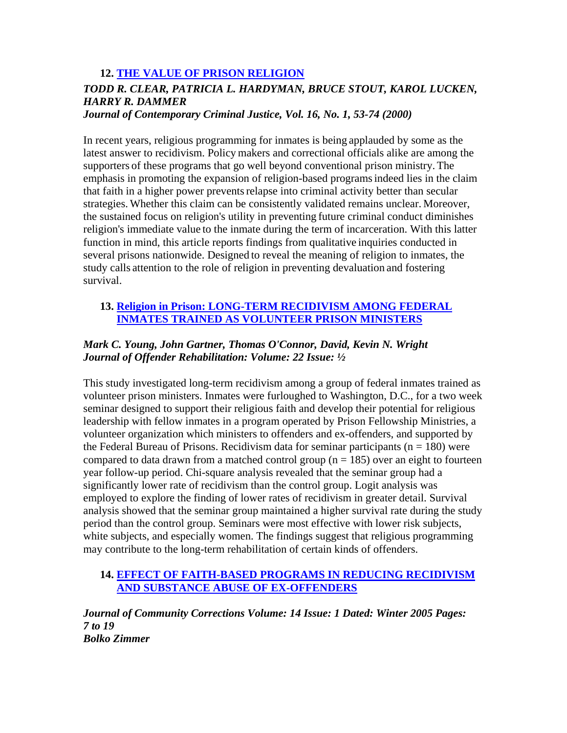12. **THE VALUE OF PRISON RELIGION**

***TODD R. CLEAR, PATRICIA L. HARDYMAN, BRUCE STOUT, KAROL LUCKEN, HARRY R. DAMMER***
***Journal of Contemporary Criminal Justice, Vol. 16, No. 1, 53-74 (2000)***

In recent years, religious programming for inmates is being applauded by some as the latest answer to recidivism. Policy makers and correctional officials alike are among the supporters of these programs that go well beyond conventional prison ministry. The emphasis in promoting the expansion of religion-based programs indeed lies in the claim that faith in a higher power prevents relapse into criminal activity better than secular strategies. Whether this claim can be consistently validated remains unclear. Moreover, the sustained focus on religion's utility in preventing future criminal conduct diminishes religion's immediate value to the inmate during the term of incarceration. With this latter function in mind, this article reports findings from qualitative inquiries conducted in several prisons nationwide. Designed to reveal the meaning of religion to inmates, the study calls attention to the role of religion in preventing devaluation and fostering survival.

13. **Religion in Prison: LONG-TERM RECIDIVISM AMONG FEDERAL INMATES TRAINED AS VOLUNTEER PRISON MINISTERS**

***Mark C. Young, John Gartner, Thomas O'Connor, David, Kevin N. Wright***
***Journal of Offender Rehabilitation: Volume: 22 Issue: ½***

This study investigated long-term recidivism among a group of federal inmates trained as volunteer prison ministers. Inmates were furloughed to Washington, D.C., for a two week seminar designed to support their religious faith and develop their potential for religious leadership with fellow inmates in a program operated by Prison Fellowship Ministries, a volunteer organization which ministers to offenders and ex-offenders, and supported by the Federal Bureau of Prisons. Recidivism data for seminar participants ($n = 180$) were compared to data drawn from a matched control group ($n = 185$) over an eight to fourteen year follow-up period. Chi-square analysis revealed that the seminar group had a significantly lower rate of recidivism than the control group. Logit analysis was employed to explore the finding of lower rates of recidivism in greater detail. Survival analysis showed that the seminar group maintained a higher survival rate during the study period than the control group. Seminars were most effective with lower risk subjects, white subjects, and especially women. The findings suggest that religious programming may contribute to the long-term rehabilitation of certain kinds of offenders.

14. **EFFECT OF FAITH-BASED PROGRAMS IN REDUCING RECIDIVISM AND SUBSTANCE ABUSE OF EX-OFFENDERS**

***Journal of Community Corrections Volume: 14 Issue: 1 Dated: Winter 2005 Pages: 7 to 19***
***Bolko Zimmer***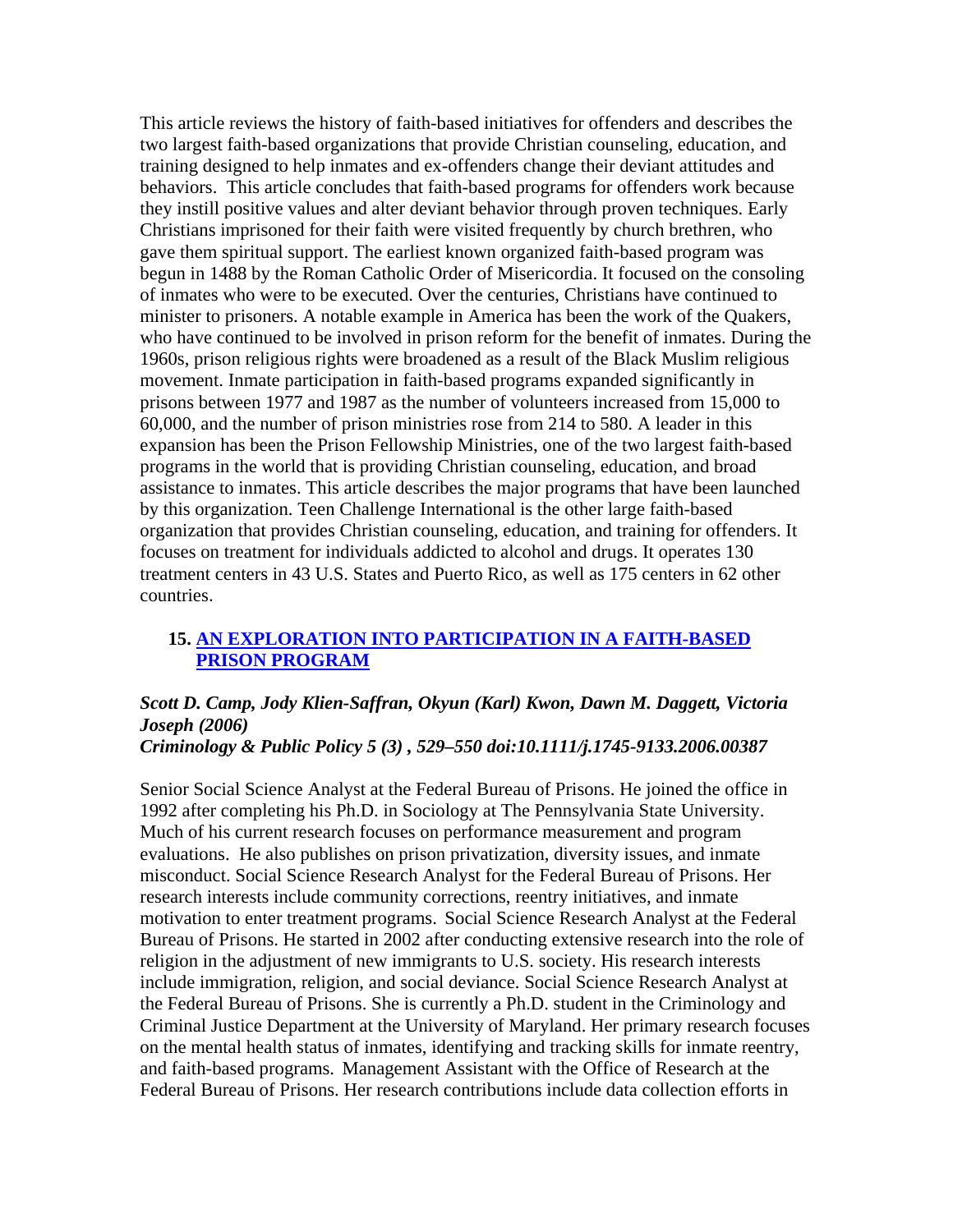This article reviews the history of faith-based initiatives for offenders and describes the two largest faith-based organizations that provide Christian counseling, education, and training designed to help inmates and ex-offenders change their deviant attitudes and behaviors. This article concludes that faith-based programs for offenders work because they instill positive values and alter deviant behavior through proven techniques. Early Christians imprisoned for their faith were visited frequently by church brethren, who gave them spiritual support. The earliest known organized faith-based program was begun in 1488 by the Roman Catholic Order of Misericordia. It focused on the consoling of inmates who were to be executed. Over the centuries, Christians have continued to minister to prisoners. A notable example in America has been the work of the Quakers, who have continued to be involved in prison reform for the benefit of inmates. During the 1960s, prison religious rights were broadened as a result of the Black Muslim religious movement. Inmate participation in faith-based programs expanded significantly in prisons between 1977 and 1987 as the number of volunteers increased from 15,000 to 60,000, and the number of prison ministries rose from 214 to 580. A leader in this expansion has been the Prison Fellowship Ministries, one of the two largest faith-based programs in the world that is providing Christian counseling, education, and broad assistance to inmates. This article describes the major programs that have been launched by this organization. Teen Challenge International is the other large faith-based organization that provides Christian counseling, education, and training for offenders. It focuses on treatment for individuals addicted to alcohol and drugs. It operates 130 treatment centers in 43 U.S. States and Puerto Rico, as well as 175 centers in 62 other countries.

15. **AN EXPLORATION INTO PARTICIPATION IN A FAITH-BASED PRISON PROGRAM**

***Scott D. Camp, Jody Klien-Saffran, Okyun (Karl) Kwon, Dawn M. Daggett, Victoria Joseph (2006)***
***Criminology & Public Policy 5 (3) , 529–550 doi:10.1111/j.1745-9133.2006.00387***

Senior Social Science Analyst at the Federal Bureau of Prisons. He joined the office in 1992 after completing his Ph.D. in Sociology at The Pennsylvania State University. Much of his current research focuses on performance measurement and program evaluations. He also publishes on prison privatization, diversity issues, and inmate misconduct. Social Science Research Analyst for the Federal Bureau of Prisons. Her research interests include community corrections, reentry initiatives, and inmate motivation to enter treatment programs. Social Science Research Analyst at the Federal Bureau of Prisons. He started in 2002 after conducting extensive research into the role of religion in the adjustment of new immigrants to U.S. society. His research interests include immigration, religion, and social deviance. Social Science Research Analyst at the Federal Bureau of Prisons. She is currently a Ph.D. student in the Criminology and Criminal Justice Department at the University of Maryland. Her primary research focuses on the mental health status of inmates, identifying and tracking skills for inmate reentry, and faith-based programs. Management Assistant with the Office of Research at the Federal Bureau of Prisons. Her research contributions include data collection efforts in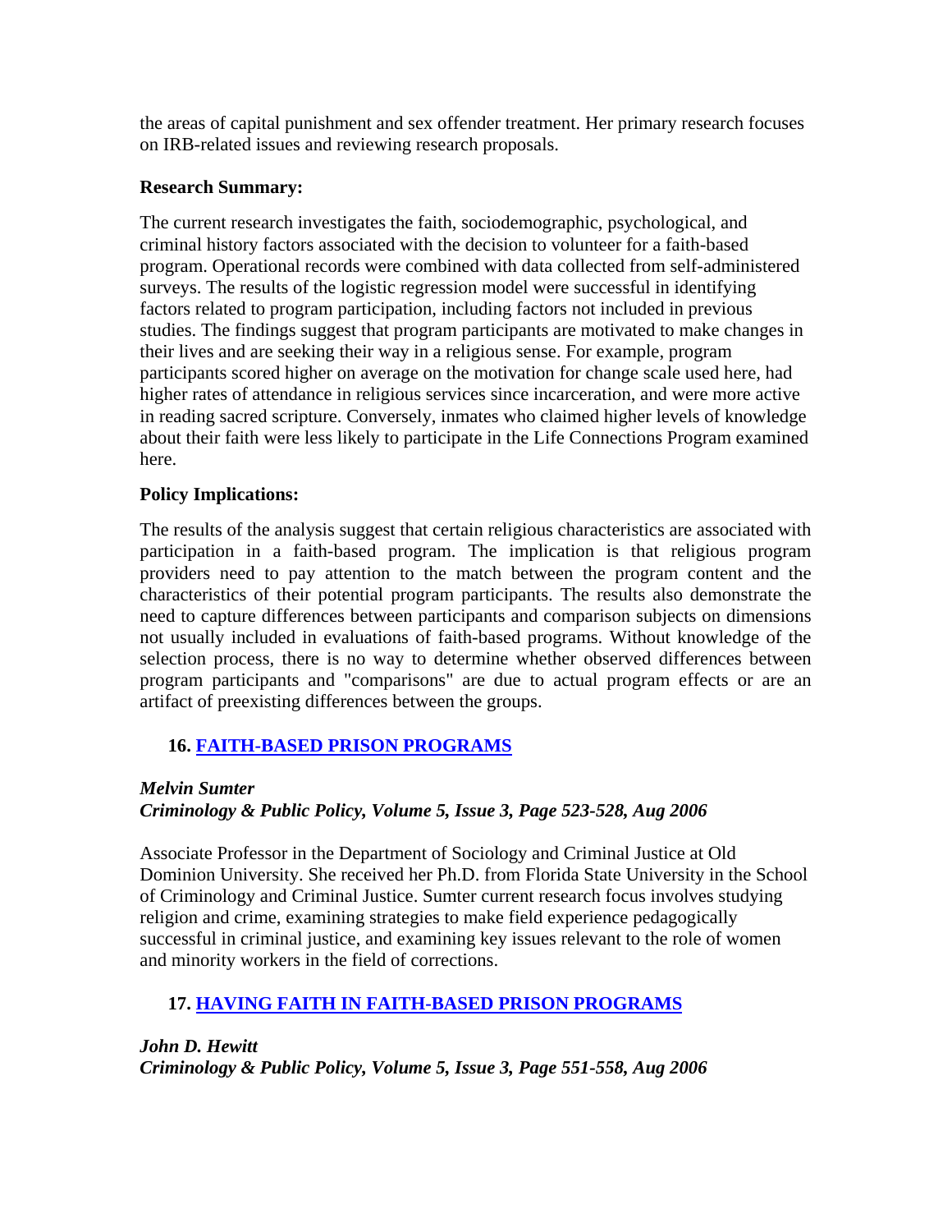the areas of capital punishment and sex offender treatment. Her primary research focuses on IRB-related issues and reviewing research proposals.

**Research Summary:**

The current research investigates the faith, sociodemographic, psychological, and criminal history factors associated with the decision to volunteer for a faith-based program. Operational records were combined with data collected from self-administered surveys. The results of the logistic regression model were successful in identifying factors related to program participation, including factors not included in previous studies. The findings suggest that program participants are motivated to make changes in their lives and are seeking their way in a religious sense. For example, program participants scored higher on average on the motivation for change scale used here, had higher rates of attendance in religious services since incarceration, and were more active in reading sacred scripture. Conversely, inmates who claimed higher levels of knowledge about their faith were less likely to participate in the Life Connections Program examined here.

**Policy Implications:**

The results of the analysis suggest that certain religious characteristics are associated with participation in a faith-based program. The implication is that religious program providers need to pay attention to the match between the program content and the characteristics of their potential program participants. The results also demonstrate the need to capture differences between participants and comparison subjects on dimensions not usually included in evaluations of faith-based programs. Without knowledge of the selection process, there is no way to determine whether observed differences between program participants and "comparisons" are due to actual program effects or are an artifact of preexisting differences between the groups.

### 16. FAITH-BASED PRISON PROGRAMS

***Melvin Sumter***
***Criminology & Public Policy, Volume 5, Issue 3, Page 523-528, Aug 2006***

Associate Professor in the Department of Sociology and Criminal Justice at Old Dominion University. She received her Ph.D. from Florida State University in the School of Criminology and Criminal Justice. Sumter current research focus involves studying religion and crime, examining strategies to make field experience pedagogically successful in criminal justice, and examining key issues relevant to the role of women and minority workers in the field of corrections.

### 17. HAVING FAITH IN FAITH-BASED PRISON PROGRAMS

***John D. Hewitt***
***Criminology & Public Policy, Volume 5, Issue 3, Page 551-558, Aug 2006***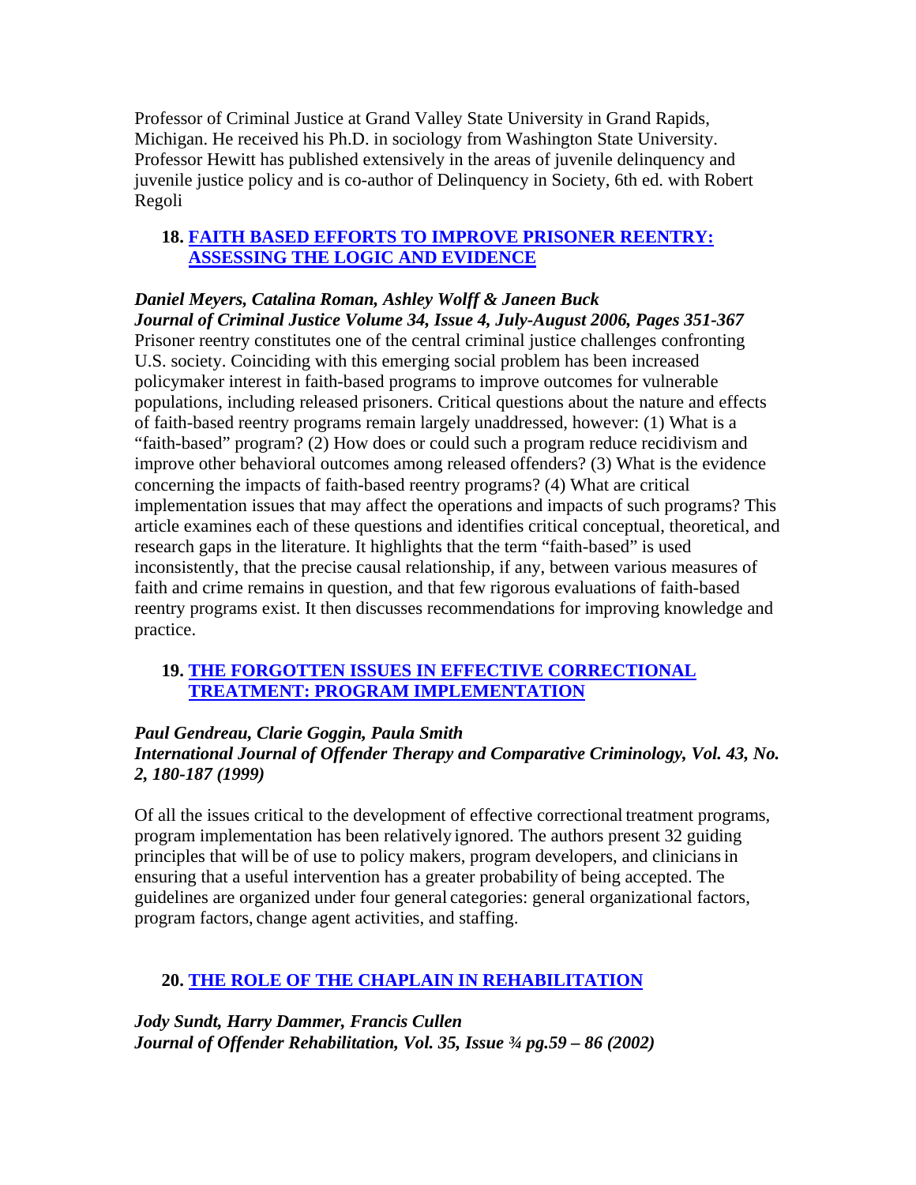Professor of Criminal Justice at Grand Valley State University in Grand Rapids, Michigan. He received his Ph.D. in sociology from Washington State University. Professor Hewitt has published extensively in the areas of juvenile delinquency and juvenile justice policy and is co-author of Delinquency in Society, 6th ed. with Robert Regoli

18. **FAITH BASED EFFORTS TO IMPROVE PRISONER REENTRY: ASSESSING THE LOGIC AND EVIDENCE**

***Daniel Meyers, Catalina Roman, Ashley Wolff & Janeen Buck***
***Journal of Criminal Justice Volume 34, Issue 4, July-August 2006, Pages 351-367***

Prisoner reentry constitutes one of the central criminal justice challenges confronting U.S. society. Coinciding with this emerging social problem has been increased policymaker interest in faith-based programs to improve outcomes for vulnerable populations, including released prisoners. Critical questions about the nature and effects of faith-based reentry programs remain largely unaddressed, however: (1) What is a "faith-based" program? (2) How does or could such a program reduce recidivism and improve other behavioral outcomes among released offenders? (3) What is the evidence concerning the impacts of faith-based reentry programs? (4) What are critical implementation issues that may affect the operations and impacts of such programs? This article examines each of these questions and identifies critical conceptual, theoretical, and research gaps in the literature. It highlights that the term "faith-based" is used inconsistently, that the precise causal relationship, if any, between various measures of faith and crime remains in question, and that few rigorous evaluations of faith-based reentry programs exist. It then discusses recommendations for improving knowledge and practice.

19. **THE FORGOTTEN ISSUES IN EFFECTIVE CORRECTIONAL TREATMENT: PROGRAM IMPLEMENTATION**

***Paul Gendreau, Clarie Goggin, Paula Smith***
***International Journal of Offender Therapy and Comparative Criminology, Vol. 43, No. 2, 180-187 (1999)***

Of all the issues critical to the development of effective correctional treatment programs, program implementation has been relatively ignored. The authors present 32 guiding principles that will be of use to policy makers, program developers, and clinicians in ensuring that a useful intervention has a greater probability of being accepted. The guidelines are organized under four general categories: general organizational factors, program factors, change agent activities, and staffing.

20. **THE ROLE OF THE CHAPLAIN IN REHABILITATION**

***Jody Sundt, Harry Dammer, Francis Cullen***
***Journal of Offender Rehabilitation, Vol. 35, Issue ¾ pg.59 – 86 (2002)***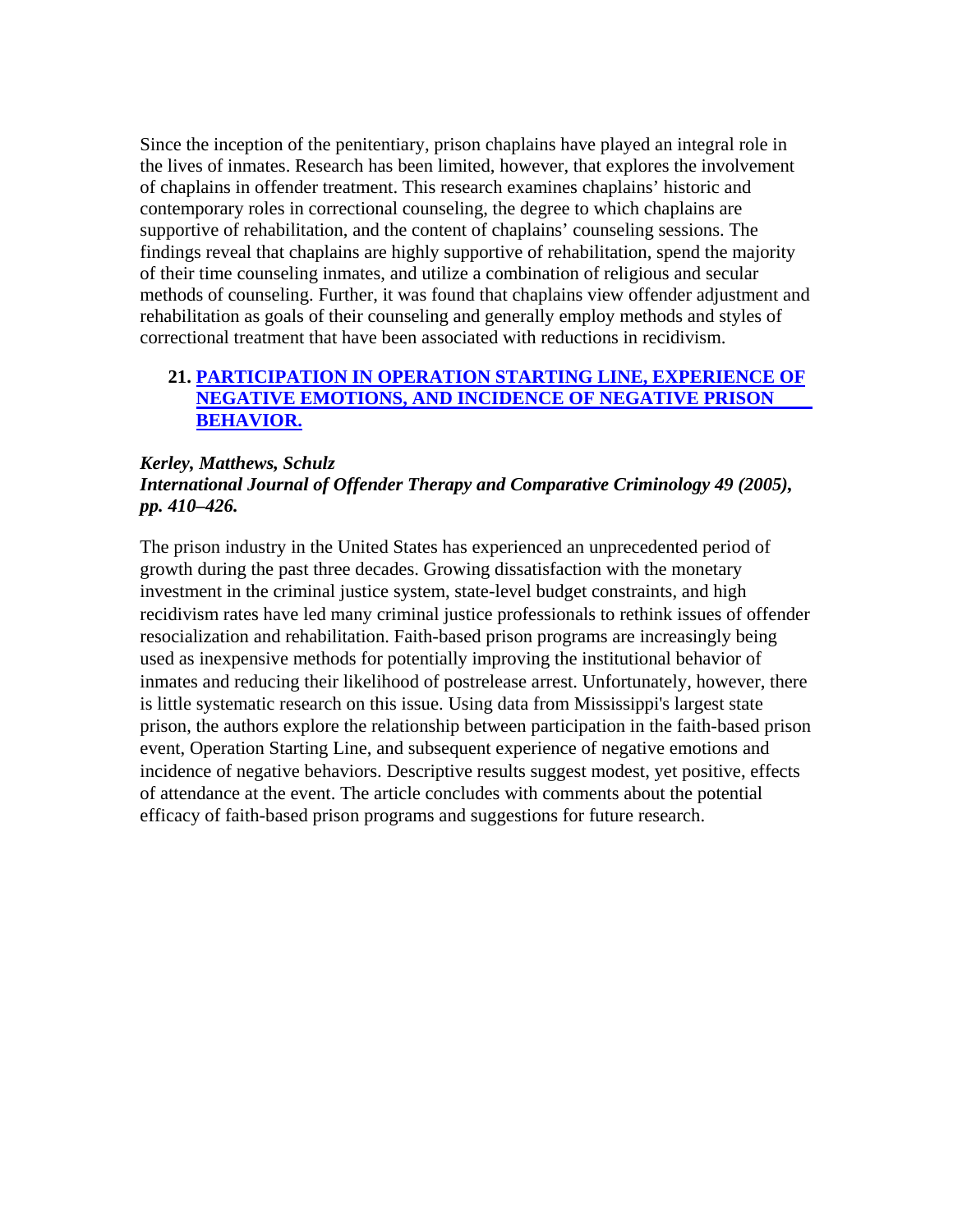Since the inception of the penitentiary, prison chaplains have played an integral role in the lives of inmates. Research has been limited, however, that explores the involvement of chaplains in offender treatment. This research examines chaplains' historic and contemporary roles in correctional counseling, the degree to which chaplains are supportive of rehabilitation, and the content of chaplains' counseling sessions. The findings reveal that chaplains are highly supportive of rehabilitation, spend the majority of their time counseling inmates, and utilize a combination of religious and secular methods of counseling. Further, it was found that chaplains view offender adjustment and rehabilitation as goals of their counseling and generally employ methods and styles of correctional treatment that have been associated with reductions in recidivism.

### 21. PARTICIPATION IN OPERATION STARTING LINE, EXPERIENCE OF NEGATIVE EMOTIONS, AND INCIDENCE OF NEGATIVE PRISON BEHAVIOR.

***Kerley, Matthews, Schulz***
***International Journal of Offender Therapy and Comparative Criminology 49 (2005), pp. 410–426.***

The prison industry in the United States has experienced an unprecedented period of growth during the past three decades. Growing dissatisfaction with the monetary investment in the criminal justice system, state-level budget constraints, and high recidivism rates have led many criminal justice professionals to rethink issues of offender resocialization and rehabilitation. Faith-based prison programs are increasingly being used as inexpensive methods for potentially improving the institutional behavior of inmates and reducing their likelihood of postrelease arrest. Unfortunately, however, there is little systematic research on this issue. Using data from Mississippi's largest state prison, the authors explore the relationship between participation in the faith-based prison event, Operation Starting Line, and subsequent experience of negative emotions and incidence of negative behaviors. Descriptive results suggest modest, yet positive, effects of attendance at the event. The article concludes with comments about the potential efficacy of faith-based prison programs and suggestions for future research.